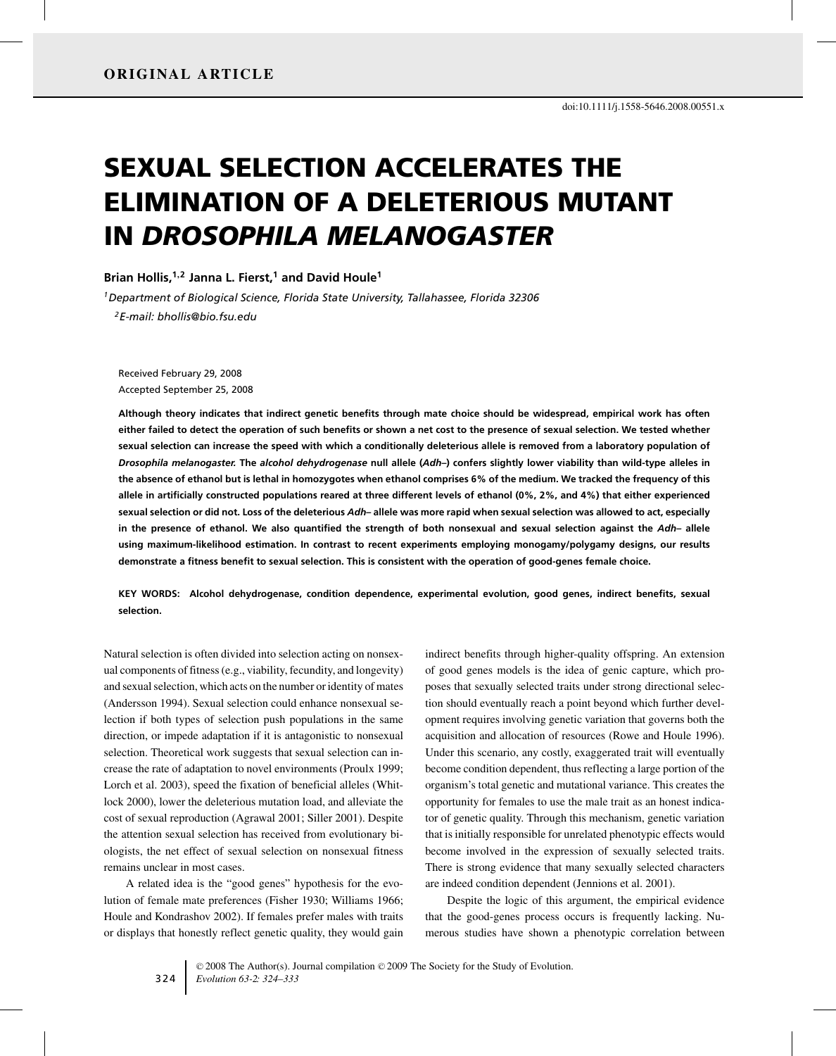ORIGINAL ARTICLE

doi:10.1111/j.1558-5646.2008.00551.x

# SEXUAL SELECTION ACCELERATES THE ELIMINATION OF A DELETERIOUS MUTANT IN *DROSOPHILA MELANOGASTER*

**Brian Hollis,[1,2] Janna L. Fierst,[1] and David Houle[1]**

[1]*Department of Biological Science, Florida State University, Tallahassee, Florida 32306*

[2]*E-mail: bhollis@bio.fsu.edu*

Received February 29, 2008
Accepted September 25, 2008

**Although theory indicates that indirect genetic benefits through mate choice should be widespread, empirical work has often either failed to detect the operation of such benefits or shown a net cost to the presence of sexual selection. We tested whether sexual selection can increase the speed with which a conditionally deleterious allele is removed from a laboratory population of *Drosophila melanogaster.* The *alcohol dehydrogenase* null allele (*Adh–*) confers slightly lower viability than wild-type alleles in the absence of ethanol but is lethal in homozygotes when ethanol comprises 6% of the medium. We tracked the frequency of this allele in artificially constructed populations reared at three different levels of ethanol (0%, 2%, and 4%) that either experienced sexual selection or did not. Loss of the deleterious *Adh–* allele was more rapid when sexual selection was allowed to act, especially in the presence of ethanol. We also quantified the strength of both nonsexual and sexual selection against the *Adh–* allele using maximum-likelihood estimation. In contrast to recent experiments employing monogamy/polygamy designs, our results demonstrate a fitness benefit to sexual selection. This is consistent with the operation of good-genes female choice.**

**KEY WORDS: Alcohol dehydrogenase, condition dependence, experimental evolution, good genes, indirect benefits, sexual selection.**

Natural selection is often divided into selection acting on nonsexual components of fitness (e.g., viability, fecundity, and longevity) and sexual selection, which acts on the number or identity of mates (Andersson 1994). Sexual selection could enhance nonsexual selection if both types of selection push populations in the same direction, or impede adaptation if it is antagonistic to nonsexual selection. Theoretical work suggests that sexual selection can increase the rate of adaptation to novel environments (Proulx 1999; Lorch et al. 2003), speed the fixation of beneficial alleles (Whitlock 2000), lower the deleterious mutation load, and alleviate the cost of sexual reproduction (Agrawal 2001; Siller 2001). Despite the attention sexual selection has received from evolutionary biologists, the net effect of sexual selection on nonsexual fitness remains unclear in most cases.

A related idea is the "good genes" hypothesis for the evolution of female mate preferences (Fisher 1930; Williams 1966; Houle and Kondrashov 2002). If females prefer males with traits or displays that honestly reflect genetic quality, they would gain indirect benefits through higher-quality offspring. An extension of good genes models is the idea of genic capture, which proposes that sexually selected traits under strong directional selection should eventually reach a point beyond which further development requires involving genetic variation that governs both the acquisition and allocation of resources (Rowe and Houle 1996). Under this scenario, any costly, exaggerated trait will eventually become condition dependent, thus reflecting a large portion of the organism's total genetic and mutational variance. This creates the opportunity for females to use the male trait as an honest indicator of genetic quality. Through this mechanism, genetic variation that is initially responsible for unrelated phenotypic effects would become involved in the expression of sexually selected traits. There is strong evidence that many sexually selected characters are indeed condition dependent (Jennions et al. 2001).

Despite the logic of this argument, the empirical evidence that the good-genes process occurs is frequently lacking. Numerous studies have shown a phenotypic correlation between

© 2008 The Author(s). Journal compilation © 2009 The Society for the Study of Evolution.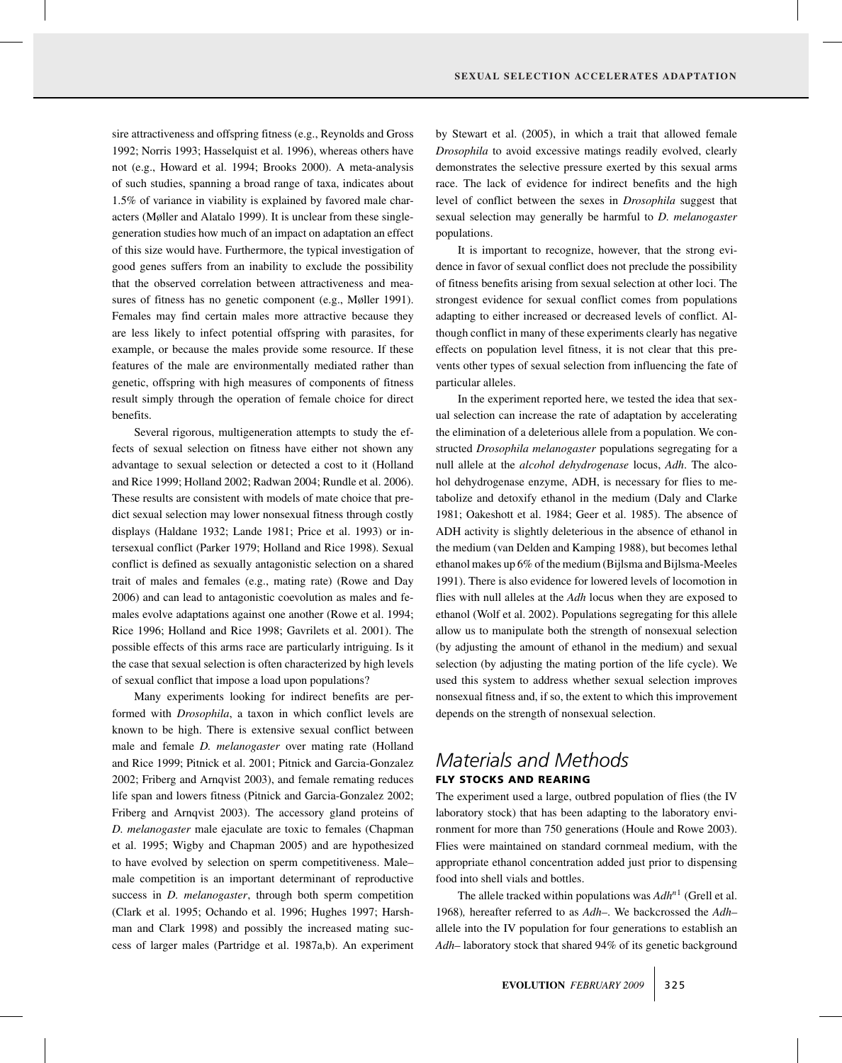sire attractiveness and offspring fitness (e.g., Reynolds and Gross 1992; Norris 1993; Hasselquist et al. 1996), whereas others have not (e.g., Howard et al. 1994; Brooks 2000). A meta-analysis of such studies, spanning a broad range of taxa, indicates about 1.5% of variance in viability is explained by favored male characters (Møller and Alatalo 1999). It is unclear from these single-generation studies how much of an impact on adaptation an effect of this size would have. Furthermore, the typical investigation of good genes suffers from an inability to exclude the possibility that the observed correlation between attractiveness and measures of fitness has no genetic component (e.g., Møller 1991). Females may find certain males more attractive because they are less likely to infect potential offspring with parasites, for example, or because the males provide some resource. If these features of the male are environmentally mediated rather than genetic, offspring with high measures of components of fitness result simply through the operation of female choice for direct benefits.

Several rigorous, multigeneration attempts to study the effects of sexual selection on fitness have either not shown any advantage to sexual selection or detected a cost to it (Holland and Rice 1999; Holland 2002; Radwan 2004; Rundle et al. 2006). These results are consistent with models of mate choice that predict sexual selection may lower nonsexual fitness through costly displays (Haldane 1932; Lande 1981; Price et al. 1993) or intersexual conflict (Parker 1979; Holland and Rice 1998). Sexual conflict is defined as sexually antagonistic selection on a shared trait of males and females (e.g., mating rate) (Rowe and Day 2006) and can lead to antagonistic coevolution as males and females evolve adaptations against one another (Rowe et al. 1994; Rice 1996; Holland and Rice 1998; Gavrilets et al. 2001). The possible effects of this arms race are particularly intriguing. Is it the case that sexual selection is often characterized by high levels of sexual conflict that impose a load upon populations?

Many experiments looking for indirect benefits are performed with *Drosophila*, a taxon in which conflict levels are known to be high. There is extensive sexual conflict between male and female *D. melanogaster* over mating rate (Holland and Rice 1999; Pitnick et al. 2001; Pitnick and Garcia-Gonzalez 2002; Friberg and Arnqvist 2003), and female remating reduces life span and lowers fitness (Pitnick and Garcia-Gonzalez 2002; Friberg and Arnqvist 2003). The accessory gland proteins of *D. melanogaster* male ejaculate are toxic to females (Chapman et al. 1995; Wigby and Chapman 2005) and are hypothesized to have evolved by selection on sperm competitiveness. Male–male competition is an important determinant of reproductive success in *D. melanogaster*, through both sperm competition (Clark et al. 1995; Ochando et al. 1996; Hughes 1997; Harshman and Clark 1998) and possibly the increased mating success of larger males (Partridge et al. 1987a,b). An experiment by Stewart et al. (2005), in which a trait that allowed female *Drosophila* to avoid excessive matings readily evolved, clearly demonstrates the selective pressure exerted by this sexual arms race. The lack of evidence for indirect benefits and the high level of conflict between the sexes in *Drosophila* suggest that sexual selection may generally be harmful to *D. melanogaster* populations.

It is important to recognize, however, that the strong evidence in favor of sexual conflict does not preclude the possibility of fitness benefits arising from sexual selection at other loci. The strongest evidence for sexual conflict comes from populations adapting to either increased or decreased levels of conflict. Although conflict in many of these experiments clearly has negative effects on population level fitness, it is not clear that this prevents other types of sexual selection from influencing the fate of particular alleles.

In the experiment reported here, we tested the idea that sexual selection can increase the rate of adaptation by accelerating the elimination of a deleterious allele from a population. We constructed *Drosophila melanogaster* populations segregating for a null allele at the *alcohol dehydrogenase* locus, *Adh*. The alcohol dehydrogenase enzyme, ADH, is necessary for flies to metabolize and detoxify ethanol in the medium (Daly and Clarke 1981; Oakeshott et al. 1984; Geer et al. 1985). The absence of ADH activity is slightly deleterious in the absence of ethanol in the medium (van Delden and Kamping 1988), but becomes lethal ethanol makes up 6% of the medium (Bijlsma and Bijlsma-Meeles 1991). There is also evidence for lowered levels of locomotion in flies with null alleles at the *Adh* locus when they are exposed to ethanol (Wolf et al. 2002). Populations segregating for this allele allow us to manipulate both the strength of nonsexual selection (by adjusting the amount of ethanol in the medium) and sexual selection (by adjusting the mating portion of the life cycle). We used this system to address whether sexual selection improves nonsexual fitness and, if so, the extent to which this improvement depends on the strength of nonsexual selection.

## Materials and Methods

### FLY STOCKS AND REARING

The experiment used a large, outbred population of flies (the IV laboratory stock) that has been adapting to the laboratory environment for more than 750 generations (Houle and Rowe 2003). Flies were maintained on standard cornmeal medium, with the appropriate ethanol concentration added just prior to dispensing food into shell vials and bottles.

The allele tracked within populations was *Adh*$^{n1}$ (Grell et al. 1968), hereafter referred to as *Adh*–. We backcrossed the *Adh*– allele into the IV population for four generations to establish an *Adh*– laboratory stock that shared 94% of its genetic background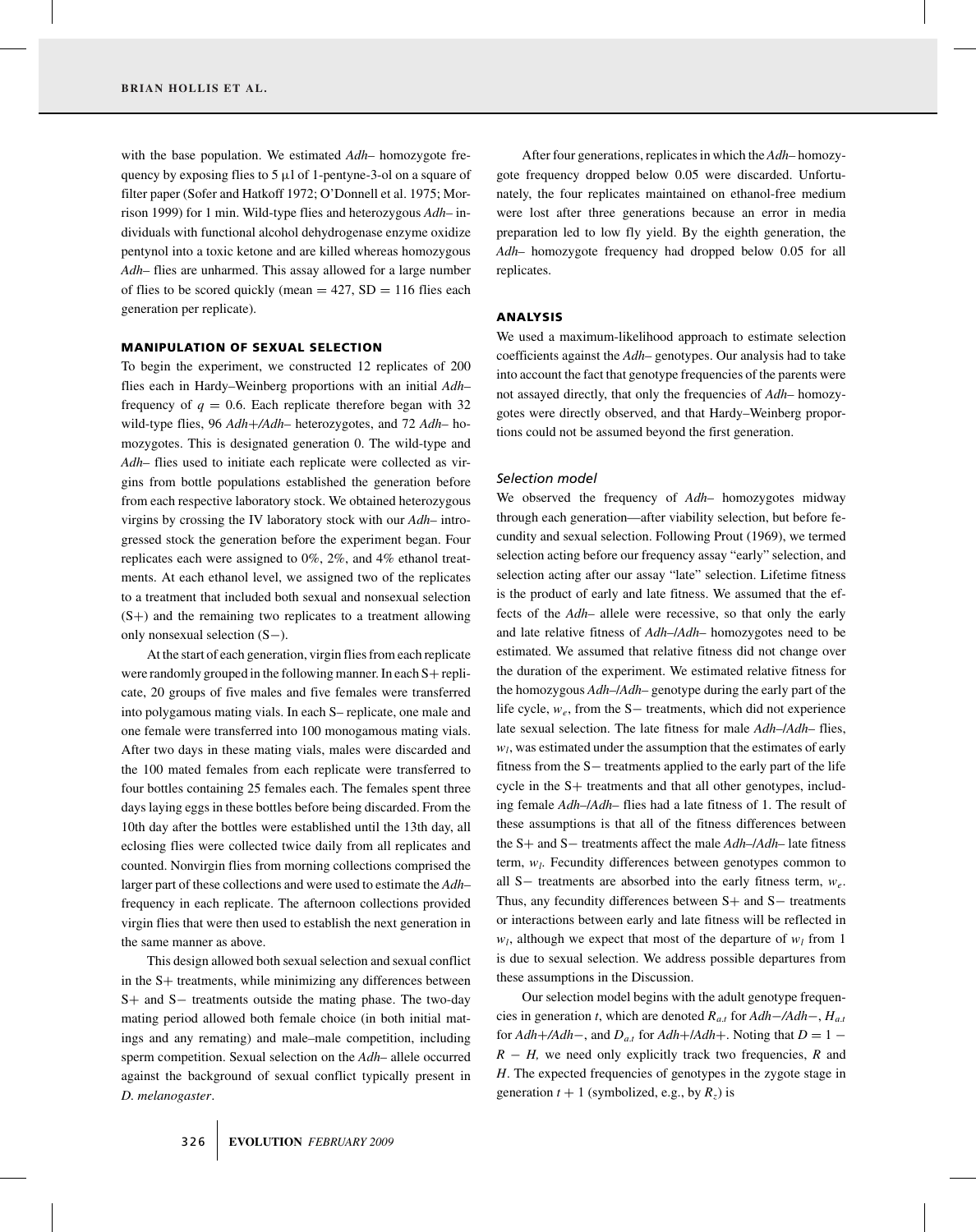with the base population. We estimated *Adh*– homozygote frequency by exposing flies to 5 μl of 1-pentyne-3-ol on a square of filter paper (Sofer and Hatkoff 1972; O'Donnell et al. 1975; Morrison 1999) for 1 min. Wild-type flies and heterozygous *Adh*– individuals with functional alcohol dehydrogenase enzyme oxidize pentynol into a toxic ketone and are killed whereas homozygous *Adh*– flies are unharmed. This assay allowed for a large number of flies to be scored quickly (mean = 427, SD = 116 flies each generation per replicate).

### MANIPULATION OF SEXUAL SELECTION

To begin the experiment, we constructed 12 replicates of 200 flies each in Hardy–Weinberg proportions with an initial *Adh*– frequency of $q = 0.6$. Each replicate therefore began with 32 wild-type flies, 96 *Adh*+/*Adh*– heterozygotes, and 72 *Adh*– homozygotes. This is designated generation 0. The wild-type and *Adh*– flies used to initiate each replicate were collected as virgins from bottle populations established the generation before from each respective laboratory stock. We obtained heterozygous virgins by crossing the IV laboratory stock with our *Adh*– introgressed stock the generation before the experiment began. Four replicates each were assigned to 0%, 2%, and 4% ethanol treatments. At each ethanol level, we assigned two of the replicates to a treatment that included both sexual and nonsexual selection (S+) and the remaining two replicates to a treatment allowing only nonsexual selection (S−).

At the start of each generation, virgin flies from each replicate were randomly grouped in the following manner. In each S+ replicate, 20 groups of five males and five females were transferred into polygamous mating vials. In each S– replicate, one male and one female were transferred into 100 monogamous mating vials. After two days in these mating vials, males were discarded and the 100 mated females from each replicate were transferred to four bottles containing 25 females each. The females spent three days laying eggs in these bottles before being discarded. From the 10th day after the bottles were established until the 13th day, all eclosing flies were collected twice daily from all replicates and counted. Nonvirgin flies from morning collections comprised the larger part of these collections and were used to estimate the *Adh*– frequency in each replicate. The afternoon collections provided virgin flies that were then used to establish the next generation in the same manner as above.

This design allowed both sexual selection and sexual conflict in the S+ treatments, while minimizing any differences between S+ and S− treatments outside the mating phase. The two-day mating period allowed both female choice (in both initial matings and any remating) and male–male competition, including sperm competition. Sexual selection on the *Adh*– allele occurred against the background of sexual conflict typically present in *D. melanogaster*.

After four generations, replicates in which the *Adh*– homozygote frequency dropped below 0.05 were discarded. Unfortunately, the four replicates maintained on ethanol-free medium were lost after three generations because an error in media preparation led to low fly yield. By the eighth generation, the *Adh*– homozygote frequency had dropped below 0.05 for all replicates.

### ANALYSIS

We used a maximum-likelihood approach to estimate selection coefficients against the *Adh*– genotypes. Our analysis had to take into account the fact that genotype frequencies of the parents were not assayed directly, that only the frequencies of *Adh*– homozygotes were directly observed, and that Hardy–Weinberg proportions could not be assumed beyond the first generation.

#### *Selection model*

We observed the frequency of *Adh*– homozygotes midway through each generation—after viability selection, but before fecundity and sexual selection. Following Prout (1969), we termed selection acting before our frequency assay "early" selection, and selection acting after our assay "late" selection. Lifetime fitness is the product of early and late fitness. We assumed that the effects of the *Adh*– allele were recessive, so that only the early and late relative fitness of *Adh*–/*Adh*– homozygotes need to be estimated. We assumed that relative fitness did not change over the duration of the experiment. We estimated relative fitness for the homozygous *Adh*–/*Adh*– genotype during the early part of the life cycle, $w_e$, from the S− treatments, which did not experience late sexual selection. The late fitness for male *Adh*–/*Adh*– flies, $w_l$, was estimated under the assumption that the estimates of early fitness from the S− treatments applied to the early part of the life cycle in the S+ treatments and that all other genotypes, including female *Adh*–/*Adh*– flies had a late fitness of 1. The result of these assumptions is that all of the fitness differences between the S+ and S− treatments affect the male *Adh*–/*Adh*– late fitness term, $w_l$. Fecundity differences between genotypes common to all S− treatments are absorbed into the early fitness term, $w_e$. Thus, any fecundity differences between S+ and S− treatments or interactions between early and late fitness will be reflected in $w_l$, although we expect that most of the departure of $w_l$ from 1 is due to sexual selection. We address possible departures from these assumptions in the Discussion.

Our selection model begins with the adult genotype frequencies in generation $t$, which are denoted $R_{a.t}$ for *Adh*−/*Adh*−, $H_{a.t}$ for *Adh*+/*Adh*−, and $D_{a.t}$ for *Adh*+/*Adh*+. Noting that $D = 1 - R - H$, we need only explicitly track two frequencies, $R$ and $H$. The expected frequencies of genotypes in the zygote stage in generation $t + 1$ (symbolized, e.g., by $R_z$) is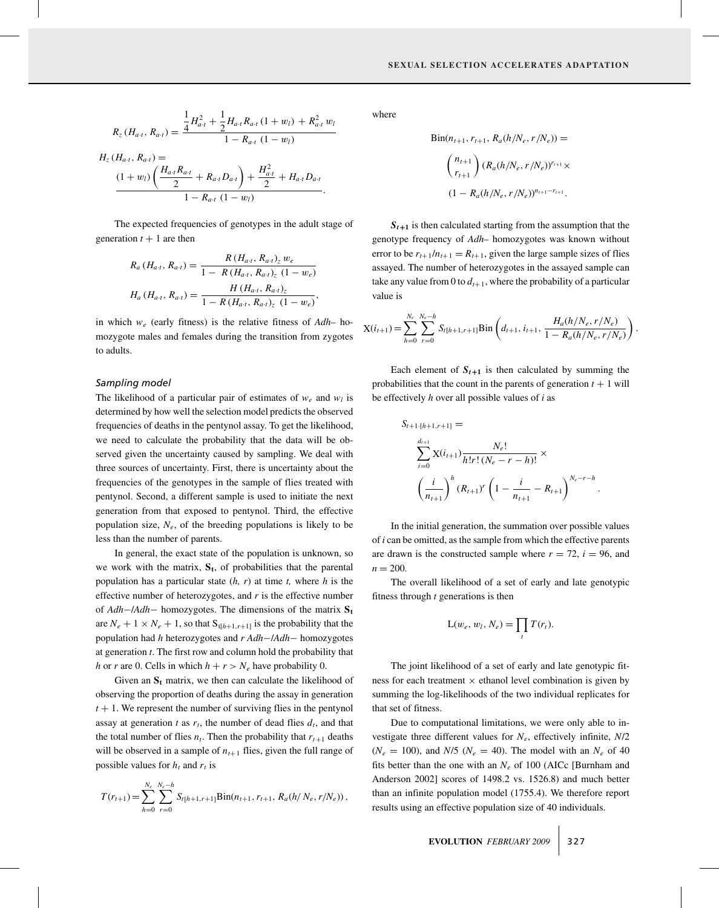$$R_z(H_{a\cdot t}, R_{a\cdot t}) = \frac{\frac{1}{4}H_{a\cdot t}^2 + \frac{1}{2}H_{a\cdot t}R_{a\cdot t}(1+w_l) + R_{a\cdot t}^2 w_l}{1 - R_{a\cdot t}(1-w_l)}$$

$$H_z(H_{a\cdot t}, R_{a\cdot t}) = \frac{(1+w_l)\left(\frac{H_{a\cdot t}R_{a\cdot t}}{2} + R_{a\cdot t}D_{a\cdot t}\right) + \frac{H_{a\cdot t}^2}{2} + H_{a\cdot t}D_{a\cdot t}}{1 - R_{a\cdot t}(1-w_l)}.$$

The expected frequencies of genotypes in the adult stage of generation $t+1$ are then

$$R_a(H_{a\cdot t}, R_{a\cdot t}) = \frac{R(H_{a\cdot t}, R_{a\cdot t})_z\, w_e}{1 - R(H_{a\cdot t}, R_{a\cdot t})_z\,(1-w_e)}$$

$$H_a(H_{a\cdot t}, R_{a\cdot t}) = \frac{H(H_{a\cdot t}, R_{a\cdot t})_z}{1 - R(H_{a\cdot t}, R_{a\cdot t})_z\,(1-w_e)},$$

in which $w_e$ (early fitness) is the relative fitness of *Adh*– homozygote males and females during the transition from zygotes to adults.

### *Sampling model*

The likelihood of a particular pair of estimates of $w_e$ and $w_l$ is determined by how well the selection model predicts the observed frequencies of deaths in the pentynol assay. To get the likelihood, we need to calculate the probability that the data will be observed given the uncertainty caused by sampling. We deal with three sources of uncertainty. First, there is uncertainty about the frequencies of the genotypes in the sample of flies treated with pentynol. Second, a different sample is used to initiate the next generation from that exposed to pentynol. Third, the effective population size, $N_e$, of the breeding populations is likely to be less than the number of parents.

In general, the exact state of the population is unknown, so we work with the matrix, $\mathbf{S_t}$, of probabilities that the parental population has a particular state $(h, r)$ at time $t$, where $h$ is the effective number of heterozygotes, and $r$ is the effective number of *Adh*−/*Adh*− homozygotes. The dimensions of the matrix $\mathbf{S_t}$ are $N_e + 1 \times N_e + 1$, so that $S_{t[h+1,r+1]}$ is the probability that the population had $h$ heterozygotes and $r$ *Adh*−/*Adh*− homozygotes at generation $t$. The first row and column hold the probability that $h$ or $r$ are 0. Cells in which $h + r > N_e$ have probability 0.

Given an $\mathbf{S_t}$ matrix, we then can calculate the likelihood of observing the proportion of deaths during the assay in generation $t+1$. We represent the number of surviving flies in the pentynol assay at generation $t$ as $r_t$, the number of dead flies $d_t$, and that the total number of flies $n_t$. Then the probability that $r_{t+1}$ deaths will be observed in a sample of $n_{t+1}$ flies, given the full range of possible values for $h_t$ and $r_t$ is

$$T(r_{t+1}) = \sum_{h=0}^{N_e}\sum_{r=0}^{N_e-h} S_{t[h+1,r+1]}\mathrm{Bin}(n_{t+1}, r_{t+1}, R_a(h/N_e, r/N_e)),$$

where

$$\mathrm{Bin}(n_{t+1}, r_{t+1}, R_a(h/N_e, r/N_e)) = \binom{n_{t+1}}{r_{t+1}}(R_a(h/N_e, r/N_e))^{r_{t+1}} \times (1 - R_a(h/N_e, r/N_e))^{n_{t+1}-r_{t+1}}.$$

$\mathbf{S_{t+1}}$ is then calculated starting from the assumption that the genotype frequency of *Adh*– homozygotes was known without error to be $r_{t+1}/n_{t+1} = R_{t+1}$, given the large sample sizes of flies assayed. The number of heterozygotes in the assayed sample can take any value from 0 to $d_{t+1}$, where the probability of a particular value is

$$\mathrm{X}(i_{t+1}) = \sum_{h=0}^{N_e}\sum_{r=0}^{N_e-h} S_{t[h+1,r+1]}\mathrm{Bin}\left(d_{t+1}, i_{t+1}, \frac{H_a(h/N_e, r/N_e)}{1 - R_a(h/N_e, r/N_e)}\right).$$

Each element of $\mathbf{S_{t+1}}$ is then calculated by summing the probabilities that the count in the parents of generation $t+1$ will be effectively $h$ over all possible values of $i$ as

$$S_{t+1\cdot[h+1,r+1]} = \sum_{i=0}^{d_{t+1}} \mathrm{X}(i_{t+1})\frac{N_e!}{h!\,r!\,(N_e - r - h)!} \times \left(\frac{i}{n_{t+1}}\right)^h (R_{t+1})^r \left(1 - \frac{i}{n_{t+1}} - R_{t+1}\right)^{N_e-r-h}.$$

In the initial generation, the summation over possible values of $i$ can be omitted, as the sample from which the effective parents are drawn is the constructed sample where $r = 72$, $i = 96$, and $n = 200$.

The overall likelihood of a set of early and late genotypic fitness through $t$ generations is then

$$\mathrm{L}(w_e, w_l, N_e) = \prod_t T(r_t).$$

The joint likelihood of a set of early and late genotypic fitness for each treatment × ethanol level combination is given by summing the log-likelihoods of the two individual replicates for that set of fitness.

Due to computational limitations, we were only able to investigate three different values for $N_e$, effectively infinite, $N/2$ ($N_e = 100$), and $N/5$ ($N_e = 40$). The model with an $N_e$ of 40 fits better than the one with an $N_e$ of 100 (AICc [Burnham and Anderson 2002] scores of 1498.2 vs. 1526.8) and much better than an infinite population model (1755.4). We therefore report results using an effective population size of 40 individuals.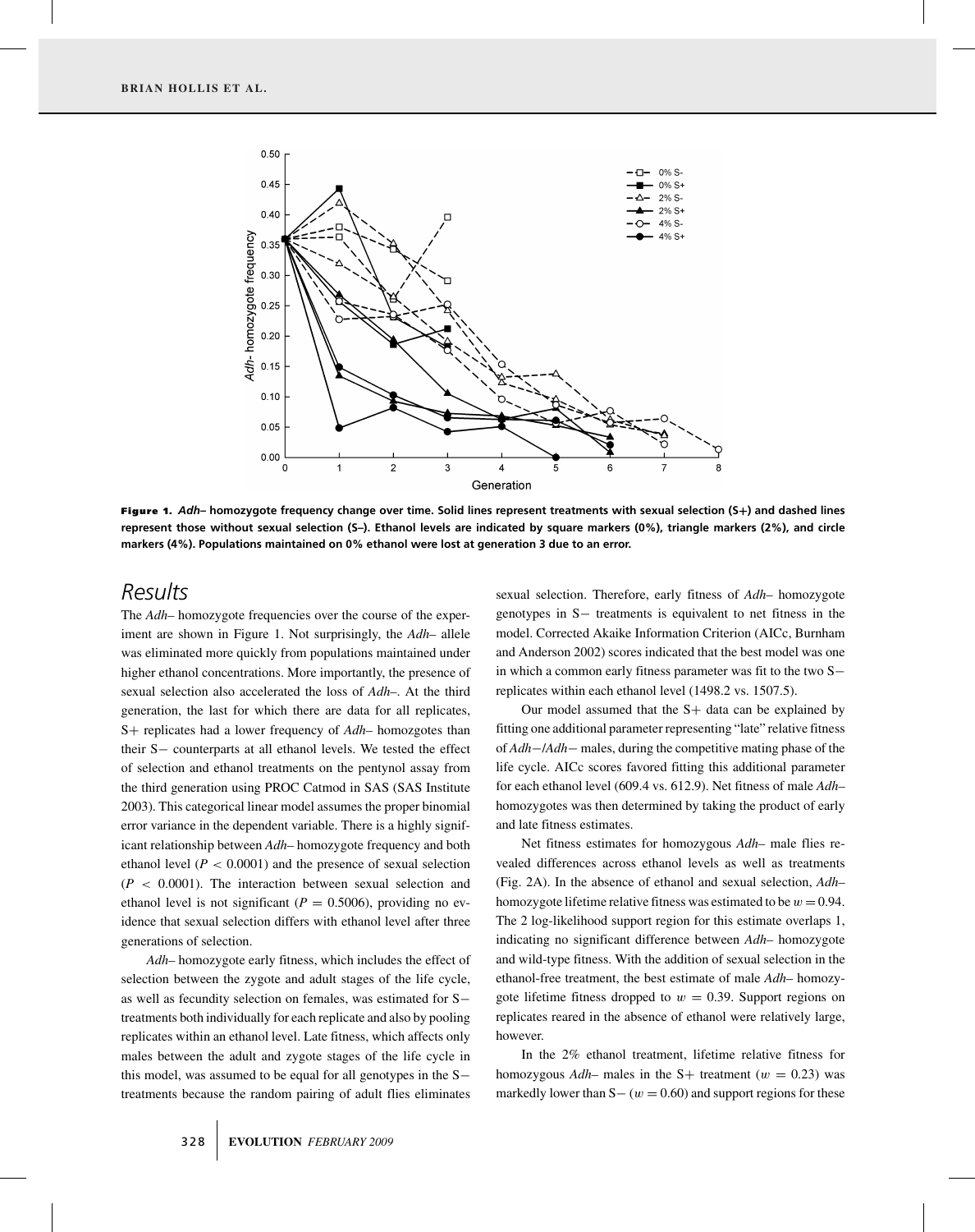0.50
0.45
0.40
0.35
0.30
0.25
0.20
0.15
0.10
0.05
0.00

0 1 2 3 4 5 6 7 8

Generation

*Adh*- homozygote frequency

0% S-
0% S+
2% S-
2% S+
4% S-
4% S+

**Figure 1.** ***Adh*– homozygote frequency change over time. Solid lines represent treatments with sexual selection (S+) and dashed lines represent those without sexual selection (S–). Ethanol levels are indicated by square markers (0%), triangle markers (2%), and circle markers (4%). Populations maintained on 0% ethanol were lost at generation 3 due to an error.**

## Results

The *Adh*– homozygote frequencies over the course of the experiment are shown in Figure 1. Not surprisingly, the *Adh*– allele was eliminated more quickly from populations maintained under higher ethanol concentrations. More importantly, the presence of sexual selection also accelerated the loss of *Adh*–. At the third generation, the last for which there are data for all replicates, S+ replicates had a lower frequency of *Adh*– homozgotes than their S− counterparts at all ethanol levels. We tested the effect of selection and ethanol treatments on the pentynol assay from the third generation using PROC Catmod in SAS (SAS Institute 2003). This categorical linear model assumes the proper binomial error variance in the dependent variable. There is a highly significant relationship between *Adh*– homozygote frequency and both ethanol level ($P < 0.0001$) and the presence of sexual selection ($P < 0.0001$). The interaction between sexual selection and ethanol level is not significant ($P = 0.5006$), providing no evidence that sexual selection differs with ethanol level after three generations of selection.

*Adh*– homozygote early fitness, which includes the effect of selection between the zygote and adult stages of the life cycle, as well as fecundity selection on females, was estimated for S− treatments both individually for each replicate and also by pooling replicates within an ethanol level. Late fitness, which affects only males between the adult and zygote stages of the life cycle in this model, was assumed to be equal for all genotypes in the S− treatments because the random pairing of adult flies eliminates sexual selection. Therefore, early fitness of *Adh*– homozygote genotypes in S− treatments is equivalent to net fitness in the model. Corrected Akaike Information Criterion (AICc, Burnham and Anderson 2002) scores indicated that the best model was one in which a common early fitness parameter was fit to the two S− replicates within each ethanol level (1498.2 vs. 1507.5).

Our model assumed that the S+ data can be explained by fitting one additional parameter representing "late" relative fitness of *Adh*−/*Adh*− males, during the competitive mating phase of the life cycle. AICc scores favored fitting this additional parameter for each ethanol level (609.4 vs. 612.9). Net fitness of male *Adh*– homozygotes was then determined by taking the product of early and late fitness estimates.

Net fitness estimates for homozygous *Adh*– male flies revealed differences across ethanol levels as well as treatments (Fig. 2A). In the absence of ethanol and sexual selection, *Adh*– homozygote lifetime relative fitness was estimated to be $w = 0.94$. The 2 log-likelihood support region for this estimate overlaps 1, indicating no significant difference between *Adh*– homozygote and wild-type fitness. With the addition of sexual selection in the ethanol-free treatment, the best estimate of male *Adh*– homozygote lifetime fitness dropped to $w = 0.39$. Support regions on replicates reared in the absence of ethanol were relatively large, however.

In the 2% ethanol treatment, lifetime relative fitness for homozygous *Adh*– males in the S+ treatment ($w = 0.23$) was markedly lower than S− ($w = 0.60$) and support regions for these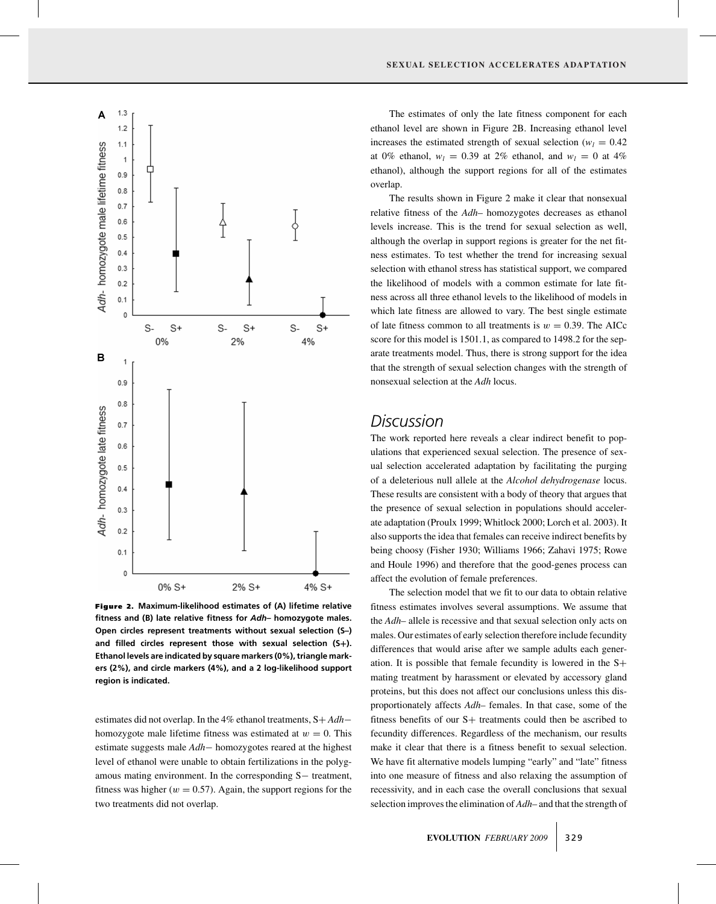A

Adh- homozygote male lifetime fitness

1.3
1.2
1.1
1
0.9
0.8
0.7
0.6
0.5
0.4
0.3
0.2
0.1
0

S- S+ S- S+ S- S+
0% 2% 4%

B

Adh- homozygote late fitness

1
0.9
0.8
0.7
0.6
0.5
0.4
0.3
0.2
0.1
0

0% S+ 2% S+ 4% S+

**Figure 2.** Maximum-likelihood estimates of (A) lifetime relative fitness and (B) late relative fitness for *Adh*– homozygote males. Open circles represent treatments without sexual selection (S–) and filled circles represent those with sexual selection (S+). Ethanol levels are indicated by square markers (0%), triangle markers (2%), and circle markers (4%), and a 2 log-likelihood support region is indicated.

estimates did not overlap. In the 4% ethanol treatments, S+ *Adh*− homozygote male lifetime fitness was estimated at $w = 0$. This estimate suggests male *Adh*− homozygotes reared at the highest level of ethanol were unable to obtain fertilizations in the polygamous mating environment. In the corresponding S− treatment, fitness was higher ($w = 0.57$). Again, the support regions for the two treatments did not overlap.

The estimates of only the late fitness component for each ethanol level are shown in Figure 2B. Increasing ethanol level increases the estimated strength of sexual selection ($w_l = 0.42$ at 0% ethanol, $w_l = 0.39$ at 2% ethanol, and $w_l = 0$ at 4% ethanol), although the support regions for all of the estimates overlap.

The results shown in Figure 2 make it clear that nonsexual relative fitness of the *Adh*– homozygotes decreases as ethanol levels increase. This is the trend for sexual selection as well, although the overlap in support regions is greater for the net fitness estimates. To test whether the trend for increasing sexual selection with ethanol stress has statistical support, we compared the likelihood of models with a common estimate for late fitness across all three ethanol levels to the likelihood of models in which late fitness are allowed to vary. The best single estimate of late fitness common to all treatments is $w = 0.39$. The AICc score for this model is 1501.1, as compared to 1498.2 for the separate treatments model. Thus, there is strong support for the idea that the strength of sexual selection changes with the strength of nonsexual selection at the *Adh* locus.

## Discussion

The work reported here reveals a clear indirect benefit to populations that experienced sexual selection. The presence of sexual selection accelerated adaptation by facilitating the purging of a deleterious null allele at the *Alcohol dehydrogenase* locus. These results are consistent with a body of theory that argues that the presence of sexual selection in populations should accelerate adaptation (Proulx 1999; Whitlock 2000; Lorch et al. 2003). It also supports the idea that females can receive indirect benefits by being choosy (Fisher 1930; Williams 1966; Zahavi 1975; Rowe and Houle 1996) and therefore that the good-genes process can affect the evolution of female preferences.

The selection model that we fit to our data to obtain relative fitness estimates involves several assumptions. We assume that the *Adh*– allele is recessive and that sexual selection only acts on males. Our estimates of early selection therefore include fecundity differences that would arise after we sample adults each generation. It is possible that female fecundity is lowered in the S+ mating treatment by harassment or elevated by accessory gland proteins, but this does not affect our conclusions unless this disproportionately affects *Adh*– females. In that case, some of the fitness benefits of our S+ treatments could then be ascribed to fecundity differences. Regardless of the mechanism, our results make it clear that there is a fitness benefit to sexual selection. We have fit alternative models lumping "early" and "late" fitness into one measure of fitness and also relaxing the assumption of recessivity, and in each case the overall conclusions that sexual selection improves the elimination of *Adh*– and that the strength of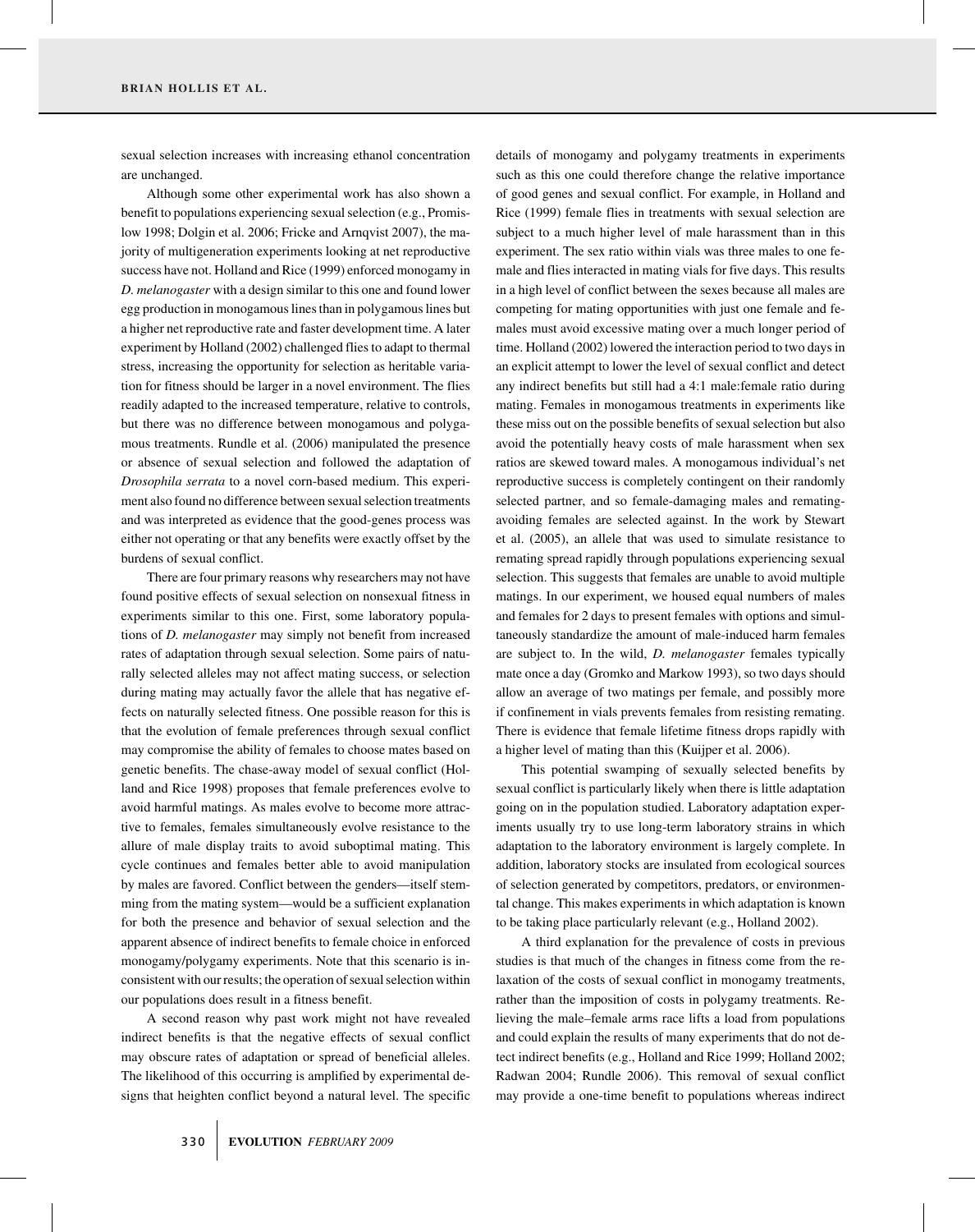sexual selection increases with increasing ethanol concentration are unchanged.

Although some other experimental work has also shown a benefit to populations experiencing sexual selection (e.g., Promislow 1998; Dolgin et al. 2006; Fricke and Arnqvist 2007), the majority of multigeneration experiments looking at net reproductive success have not. Holland and Rice (1999) enforced monogamy in *D. melanogaster* with a design similar to this one and found lower egg production in monogamous lines than in polygamous lines but a higher net reproductive rate and faster development time. A later experiment by Holland (2002) challenged flies to adapt to thermal stress, increasing the opportunity for selection as heritable variation for fitness should be larger in a novel environment. The flies readily adapted to the increased temperature, relative to controls, but there was no difference between monogamous and polygamous treatments. Rundle et al. (2006) manipulated the presence or absence of sexual selection and followed the adaptation of *Drosophila serrata* to a novel corn-based medium. This experiment also found no difference between sexual selection treatments and was interpreted as evidence that the good-genes process was either not operating or that any benefits were exactly offset by the burdens of sexual conflict.

There are four primary reasons why researchers may not have found positive effects of sexual selection on nonsexual fitness in experiments similar to this one. First, some laboratory populations of *D. melanogaster* may simply not benefit from increased rates of adaptation through sexual selection. Some pairs of naturally selected alleles may not affect mating success, or selection during mating may actually favor the allele that has negative effects on naturally selected fitness. One possible reason for this is that the evolution of female preferences through sexual conflict may compromise the ability of females to choose mates based on genetic benefits. The chase-away model of sexual conflict (Holland and Rice 1998) proposes that female preferences evolve to avoid harmful matings. As males evolve to become more attractive to females, females simultaneously evolve resistance to the allure of male display traits to avoid suboptimal mating. This cycle continues and females better able to avoid manipulation by males are favored. Conflict between the genders—itself stemming from the mating system—would be a sufficient explanation for both the presence and behavior of sexual selection and the apparent absence of indirect benefits to female choice in enforced monogamy/polygamy experiments. Note that this scenario is inconsistent with our results; the operation of sexual selection within our populations does result in a fitness benefit.

A second reason why past work might not have revealed indirect benefits is that the negative effects of sexual conflict may obscure rates of adaptation or spread of beneficial alleles. The likelihood of this occurring is amplified by experimental designs that heighten conflict beyond a natural level. The specific details of monogamy and polygamy treatments in experiments such as this one could therefore change the relative importance of good genes and sexual conflict. For example, in Holland and Rice (1999) female flies in treatments with sexual selection are subject to a much higher level of male harassment than in this experiment. The sex ratio within vials was three males to one female and flies interacted in mating vials for five days. This results in a high level of conflict between the sexes because all males are competing for mating opportunities with just one female and females must avoid excessive mating over a much longer period of time. Holland (2002) lowered the interaction period to two days in an explicit attempt to lower the level of sexual conflict and detect any indirect benefits but still had a 4:1 male:female ratio during mating. Females in monogamous treatments in experiments like these miss out on the possible benefits of sexual selection but also avoid the potentially heavy costs of male harassment when sex ratios are skewed toward males. A monogamous individual's net reproductive success is completely contingent on their randomly selected partner, and so female-damaging males and remating-avoiding females are selected against. In the work by Stewart et al. (2005), an allele that was used to simulate resistance to remating spread rapidly through populations experiencing sexual selection. This suggests that females are unable to avoid multiple matings. In our experiment, we housed equal numbers of males and females for 2 days to present females with options and simultaneously standardize the amount of male-induced harm females are subject to. In the wild, *D. melanogaster* females typically mate once a day (Gromko and Markow 1993), so two days should allow an average of two matings per female, and possibly more if confinement in vials prevents females from resisting remating. There is evidence that female lifetime fitness drops rapidly with a higher level of mating than this (Kuijper et al. 2006).

This potential swamping of sexually selected benefits by sexual conflict is particularly likely when there is little adaptation going on in the population studied. Laboratory adaptation experiments usually try to use long-term laboratory strains in which adaptation to the laboratory environment is largely complete. In addition, laboratory stocks are insulated from ecological sources of selection generated by competitors, predators, or environmental change. This makes experiments in which adaptation is known to be taking place particularly relevant (e.g., Holland 2002).

A third explanation for the prevalence of costs in previous studies is that much of the changes in fitness come from the relaxation of the costs of sexual conflict in monogamy treatments, rather than the imposition of costs in polygamy treatments. Relieving the male–female arms race lifts a load from populations and could explain the results of many experiments that do not detect indirect benefits (e.g., Holland and Rice 1999; Holland 2002; Radwan 2004; Rundle 2006). This removal of sexual conflict may provide a one-time benefit to populations whereas indirect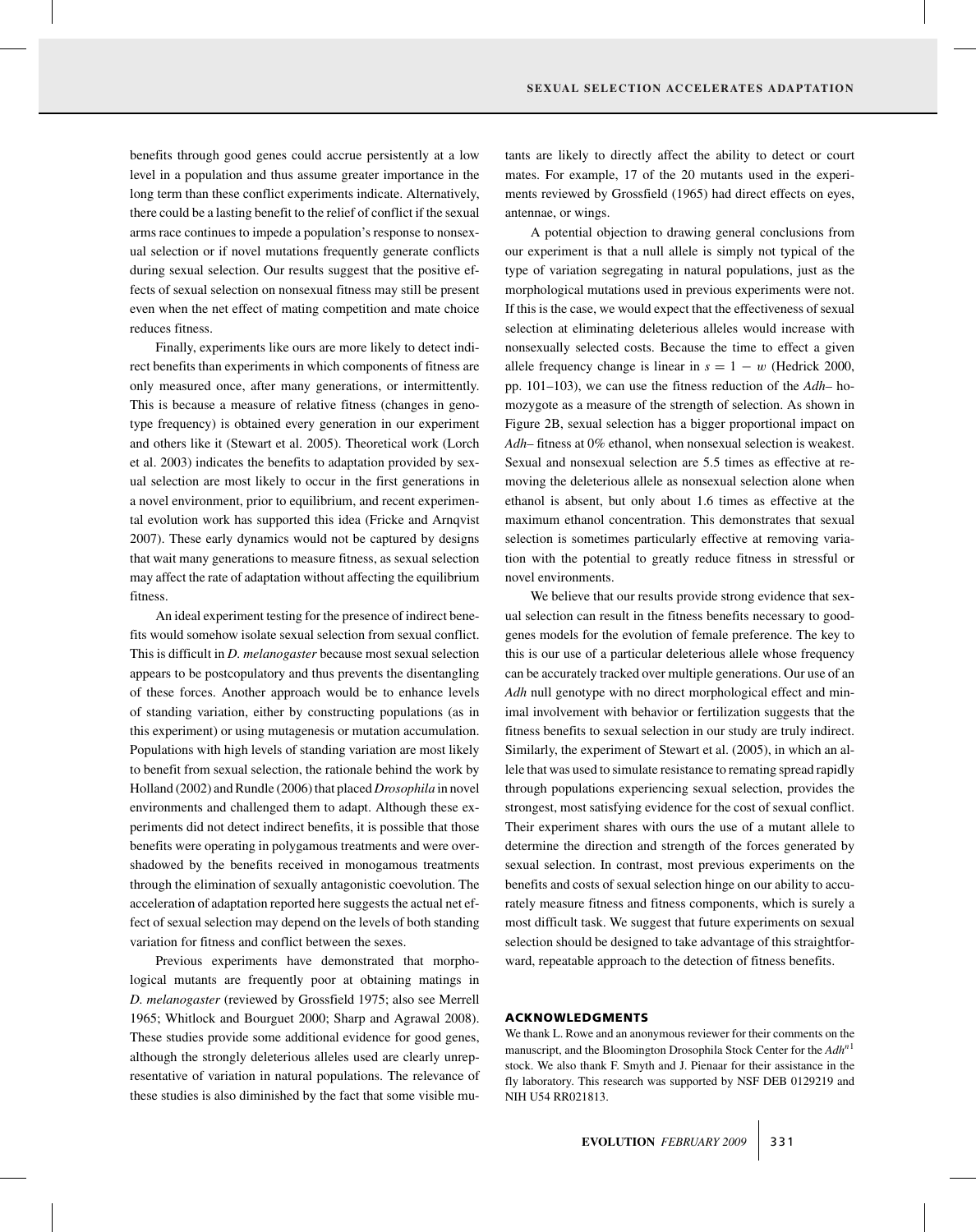benefits through good genes could accrue persistently at a low level in a population and thus assume greater importance in the long term than these conflict experiments indicate. Alternatively, there could be a lasting benefit to the relief of conflict if the sexual arms race continues to impede a population's response to nonsexual selection or if novel mutations frequently generate conflicts during sexual selection. Our results suggest that the positive effects of sexual selection on nonsexual fitness may still be present even when the net effect of mating competition and mate choice reduces fitness.

Finally, experiments like ours are more likely to detect indirect benefits than experiments in which components of fitness are only measured once, after many generations, or intermittently. This is because a measure of relative fitness (changes in genotype frequency) is obtained every generation in our experiment and others like it (Stewart et al. 2005). Theoretical work (Lorch et al. 2003) indicates the benefits to adaptation provided by sexual selection are most likely to occur in the first generations in a novel environment, prior to equilibrium, and recent experimental evolution work has supported this idea (Fricke and Arnqvist 2007). These early dynamics would not be captured by designs that wait many generations to measure fitness, as sexual selection may affect the rate of adaptation without affecting the equilibrium fitness.

An ideal experiment testing for the presence of indirect benefits would somehow isolate sexual selection from sexual conflict. This is difficult in *D. melanogaster* because most sexual selection appears to be postcopulatory and thus prevents the disentangling of these forces. Another approach would be to enhance levels of standing variation, either by constructing populations (as in this experiment) or using mutagenesis or mutation accumulation. Populations with high levels of standing variation are most likely to benefit from sexual selection, the rationale behind the work by Holland (2002) and Rundle (2006) that placed *Drosophila* in novel environments and challenged them to adapt. Although these experiments did not detect indirect benefits, it is possible that those benefits were operating in polygamous treatments and were overshadowed by the benefits received in monogamous treatments through the elimination of sexually antagonistic coevolution. The acceleration of adaptation reported here suggests the actual net effect of sexual selection may depend on the levels of both standing variation for fitness and conflict between the sexes.

Previous experiments have demonstrated that morphological mutants are frequently poor at obtaining matings in *D. melanogaster* (reviewed by Grossfield 1975; also see Merrell 1965; Whitlock and Bourguet 2000; Sharp and Agrawal 2008). These studies provide some additional evidence for good genes, although the strongly deleterious alleles used are clearly unrepresentative of variation in natural populations. The relevance of these studies is also diminished by the fact that some visible mutants are likely to directly affect the ability to detect or court mates. For example, 17 of the 20 mutants used in the experiments reviewed by Grossfield (1965) had direct effects on eyes, antennae, or wings.

A potential objection to drawing general conclusions from our experiment is that a null allele is simply not typical of the type of variation segregating in natural populations, just as the morphological mutations used in previous experiments were not. If this is the case, we would expect that the effectiveness of sexual selection at eliminating deleterious alleles would increase with nonsexually selected costs. Because the time to effect a given allele frequency change is linear in $s = 1 - w$ (Hedrick 2000, pp. 101–103), we can use the fitness reduction of the *Adh*– homozygote as a measure of the strength of selection. As shown in Figure 2B, sexual selection has a bigger proportional impact on *Adh*– fitness at 0% ethanol, when nonsexual selection is weakest. Sexual and nonsexual selection are 5.5 times as effective at removing the deleterious allele as nonsexual selection alone when ethanol is absent, but only about 1.6 times as effective at the maximum ethanol concentration. This demonstrates that sexual selection is sometimes particularly effective at removing variation with the potential to greatly reduce fitness in stressful or novel environments.

We believe that our results provide strong evidence that sexual selection can result in the fitness benefits necessary to good-genes models for the evolution of female preference. The key to this is our use of a particular deleterious allele whose frequency can be accurately tracked over multiple generations. Our use of an *Adh* null genotype with no direct morphological effect and minimal involvement with behavior or fertilization suggests that the fitness benefits to sexual selection in our study are truly indirect. Similarly, the experiment of Stewart et al. (2005), in which an allele that was used to simulate resistance to remating spread rapidly through populations experiencing sexual selection, provides the strongest, most satisfying evidence for the cost of sexual conflict. Their experiment shares with ours the use of a mutant allele to determine the direction and strength of the forces generated by sexual selection. In contrast, most previous experiments on the benefits and costs of sexual selection hinge on our ability to accurately measure fitness and fitness components, which is surely a most difficult task. We suggest that future experiments on sexual selection should be designed to take advantage of this straightforward, repeatable approach to the detection of fitness benefits.

## ACKNOWLEDGMENTS

We thank L. Rowe and an anonymous reviewer for their comments on the manuscript, and the Bloomington Drosophila Stock Center for the $Adh^{n1}$ stock. We also thank F. Smyth and J. Pienaar for their assistance in the fly laboratory. This research was supported by NSF DEB 0129219 and NIH U54 RR021813.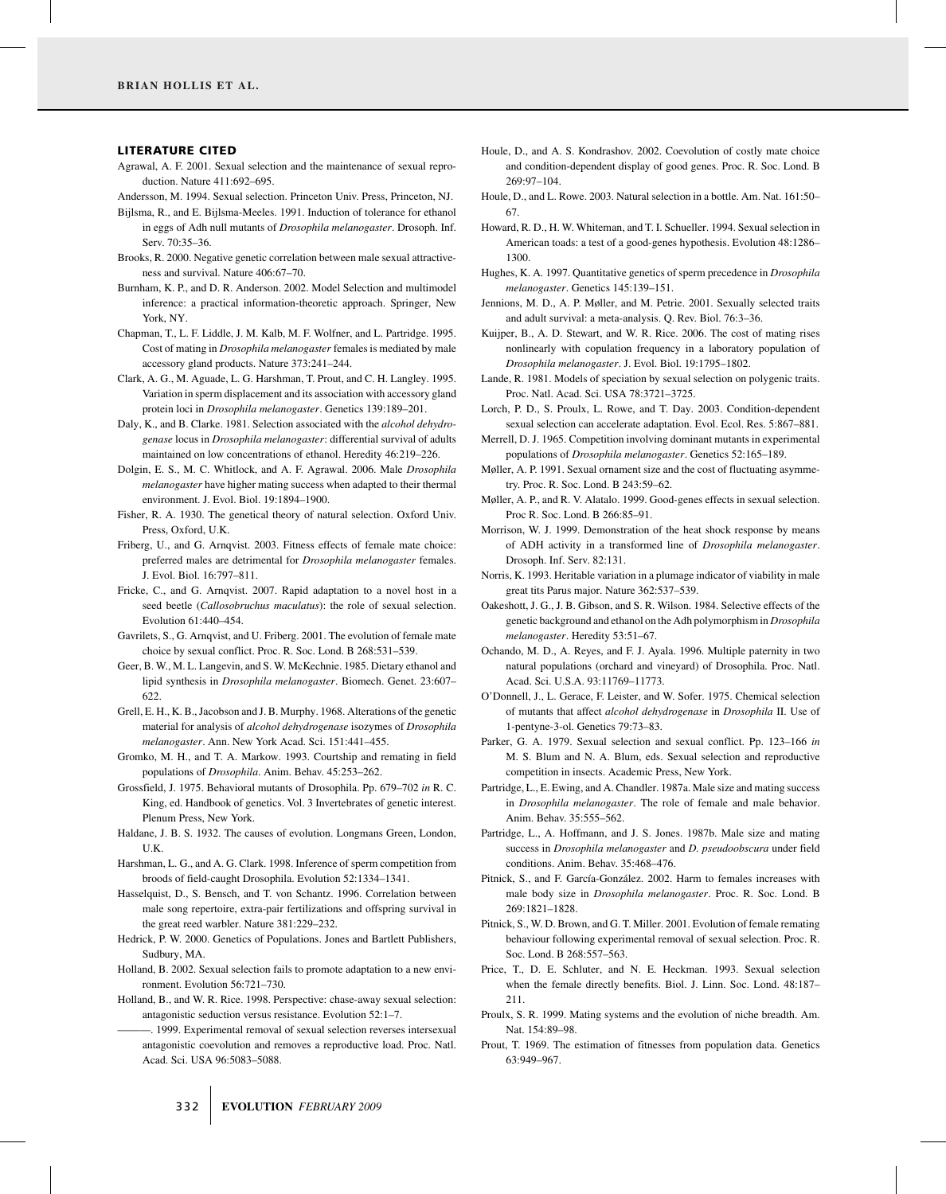## LITERATURE CITED

Agrawal, A. F. 2001. Sexual selection and the maintenance of sexual reproduction. Nature 411:692–695.

Andersson, M. 1994. Sexual selection. Princeton Univ. Press, Princeton, NJ.

Bijlsma, R., and E. Bijlsma-Meeles. 1991. Induction of tolerance for ethanol in eggs of Adh null mutants of *Drosophila melanogaster*. Drosoph. Inf. Serv. 70:35–36.

Brooks, R. 2000. Negative genetic correlation between male sexual attractiveness and survival. Nature 406:67–70.

Burnham, K. P., and D. R. Anderson. 2002. Model Selection and multimodel inference: a practical information-theoretic approach. Springer, New York, NY.

Chapman, T., L. F. Liddle, J. M. Kalb, M. F. Wolfner, and L. Partridge. 1995. Cost of mating in *Drosophila melanogaster* females is mediated by male accessory gland products. Nature 373:241–244.

Clark, A. G., M. Aguade, L. G. Harshman, T. Prout, and C. H. Langley. 1995. Variation in sperm displacement and its association with accessory gland protein loci in *Drosophila melanogaster*. Genetics 139:189–201.

Daly, K., and B. Clarke. 1981. Selection associated with the *alcohol dehydrogenase* locus in *Drosophila melanogaster*: differential survival of adults maintained on low concentrations of ethanol. Heredity 46:219–226.

Dolgin, E. S., M. C. Whitlock, and A. F. Agrawal. 2006. Male *Drosophila melanogaster* have higher mating success when adapted to their thermal environment. J. Evol. Biol. 19:1894–1900.

Fisher, R. A. 1930. The genetical theory of natural selection. Oxford Univ. Press, Oxford, U.K.

Friberg, U., and G. Arnqvist. 2003. Fitness effects of female mate choice: preferred males are detrimental for *Drosophila melanogaster* females. J. Evol. Biol. 16:797–811.

Fricke, C., and G. Arnqvist. 2007. Rapid adaptation to a novel host in a seed beetle (*Callosobruchus maculatus*): the role of sexual selection. Evolution 61:440–454.

Gavrilets, S., G. Arnqvist, and U. Friberg. 2001. The evolution of female mate choice by sexual conflict. Proc. R. Soc. Lond. B 268:531–539.

Geer, B. W., M. L. Langevin, and S. W. McKechnie. 1985. Dietary ethanol and lipid synthesis in *Drosophila melanogaster*. Biomech. Genet. 23:607–622.

Grell, E. H., K. B., Jacobson and J. B. Murphy. 1968. Alterations of the genetic material for analysis of *alcohol dehydrogenase* isozymes of *Drosophila melanogaster*. Ann. New York Acad. Sci. 151:441–455.

Gromko, M. H., and T. A. Markow. 1993. Courtship and remating in field populations of *Drosophila*. Anim. Behav. 45:253–262.

Grossfield, J. 1975. Behavioral mutants of Drosophila. Pp. 679–702 *in* R. C. King, ed. Handbook of genetics. Vol. 3 Invertebrates of genetic interest. Plenum Press, New York.

Haldane, J. B. S. 1932. The causes of evolution. Longmans Green, London, U.K.

Harshman, L. G., and A. G. Clark. 1998. Inference of sperm competition from broods of field-caught Drosophila. Evolution 52:1334–1341.

Hasselquist, D., S. Bensch, and T. von Schantz. 1996. Correlation between male song repertoire, extra-pair fertilizations and offspring survival in the great reed warbler. Nature 381:229–232.

Hedrick, P. W. 2000. Genetics of Populations. Jones and Bartlett Publishers, Sudbury, MA.

Holland, B. 2002. Sexual selection fails to promote adaptation to a new environment. Evolution 56:721–730.

Holland, B., and W. R. Rice. 1998. Perspective: chase-away sexual selection: antagonistic seduction versus resistance. Evolution 52:1–7.

———. 1999. Experimental removal of sexual selection reverses intersexual antagonistic coevolution and removes a reproductive load. Proc. Natl. Acad. Sci. USA 96:5083–5088.

Houle, D., and A. S. Kondrashov. 2002. Coevolution of costly mate choice and condition-dependent display of good genes. Proc. R. Soc. Lond. B 269:97–104.

Houle, D., and L. Rowe. 2003. Natural selection in a bottle. Am. Nat. 161:50–67.

Howard, R. D., H. W. Whiteman, and T. I. Schueller. 1994. Sexual selection in American toads: a test of a good-genes hypothesis. Evolution 48:1286–1300.

Hughes, K. A. 1997. Quantitative genetics of sperm precedence in *Drosophila melanogaster*. Genetics 145:139–151.

Jennions, M. D., A. P. Møller, and M. Petrie. 2001. Sexually selected traits and adult survival: a meta-analysis. Q. Rev. Biol. 76:3–36.

Kuijper, B., A. D. Stewart, and W. R. Rice. 2006. The cost of mating rises nonlinearly with copulation frequency in a laboratory population of *Drosophila melanogaster*. J. Evol. Biol. 19:1795–1802.

Lande, R. 1981. Models of speciation by sexual selection on polygenic traits. Proc. Natl. Acad. Sci. USA 78:3721–3725.

Lorch, P. D., S. Proulx, L. Rowe, and T. Day. 2003. Condition-dependent sexual selection can accelerate adaptation. Evol. Ecol. Res. 5:867–881.

Merrell, D. J. 1965. Competition involving dominant mutants in experimental populations of *Drosophila melanogaster*. Genetics 52:165–189.

Møller, A. P. 1991. Sexual ornament size and the cost of fluctuating asymmetry. Proc. R. Soc. Lond. B 243:59–62.

Møller, A. P., and R. V. Alatalo. 1999. Good-genes effects in sexual selection. Proc R. Soc. Lond. B 266:85–91.

Morrison, W. J. 1999. Demonstration of the heat shock response by means of ADH activity in a transformed line of *Drosophila melanogaster*. Drosoph. Inf. Serv. 82:131.

Norris, K. 1993. Heritable variation in a plumage indicator of viability in male great tits Parus major. Nature 362:537–539.

Oakeshott, J. G., J. B. Gibson, and S. R. Wilson. 1984. Selective effects of the genetic background and ethanol on the Adh polymorphism in *Drosophila melanogaster*. Heredity 53:51–67.

Ochando, M. D., A. Reyes, and F. J. Ayala. 1996. Multiple paternity in two natural populations (orchard and vineyard) of Drosophila. Proc. Natl. Acad. Sci. U.S.A. 93:11769–11773.

O'Donnell, J., L. Gerace, F. Leister, and W. Sofer. 1975. Chemical selection of mutants that affect *alcohol dehydrogenase* in *Drosophila* II. Use of 1-pentyne-3-ol. Genetics 79:73–83.

Parker, G. A. 1979. Sexual selection and sexual conflict. Pp. 123–166 *in* M. S. Blum and N. A. Blum, eds. Sexual selection and reproductive competition in insects. Academic Press, New York.

Partridge, L., E. Ewing, and A. Chandler. 1987a. Male size and mating success in *Drosophila melanogaster*. The role of female and male behavior. Anim. Behav. 35:555–562.

Partridge, L., A. Hoffmann, and J. S. Jones. 1987b. Male size and mating success in *Drosophila melanogaster* and *D. pseudoobscura* under field conditions. Anim. Behav. 35:468–476.

Pitnick, S., and F. García-González. 2002. Harm to females increases with male body size in *Drosophila melanogaster*. Proc. R. Soc. Lond. B 269:1821–1828.

Pitnick, S., W. D. Brown, and G. T. Miller. 2001. Evolution of female remating behaviour following experimental removal of sexual selection. Proc. R. Soc. Lond. B 268:557–563.

Price, T., D. E. Schluter, and N. E. Heckman. 1993. Sexual selection when the female directly benefits. Biol. J. Linn. Soc. Lond. 48:187–211.

Proulx, S. R. 1999. Mating systems and the evolution of niche breadth. Am. Nat. 154:89–98.

Prout, T. 1969. The estimation of fitnesses from population data. Genetics 63:949–967.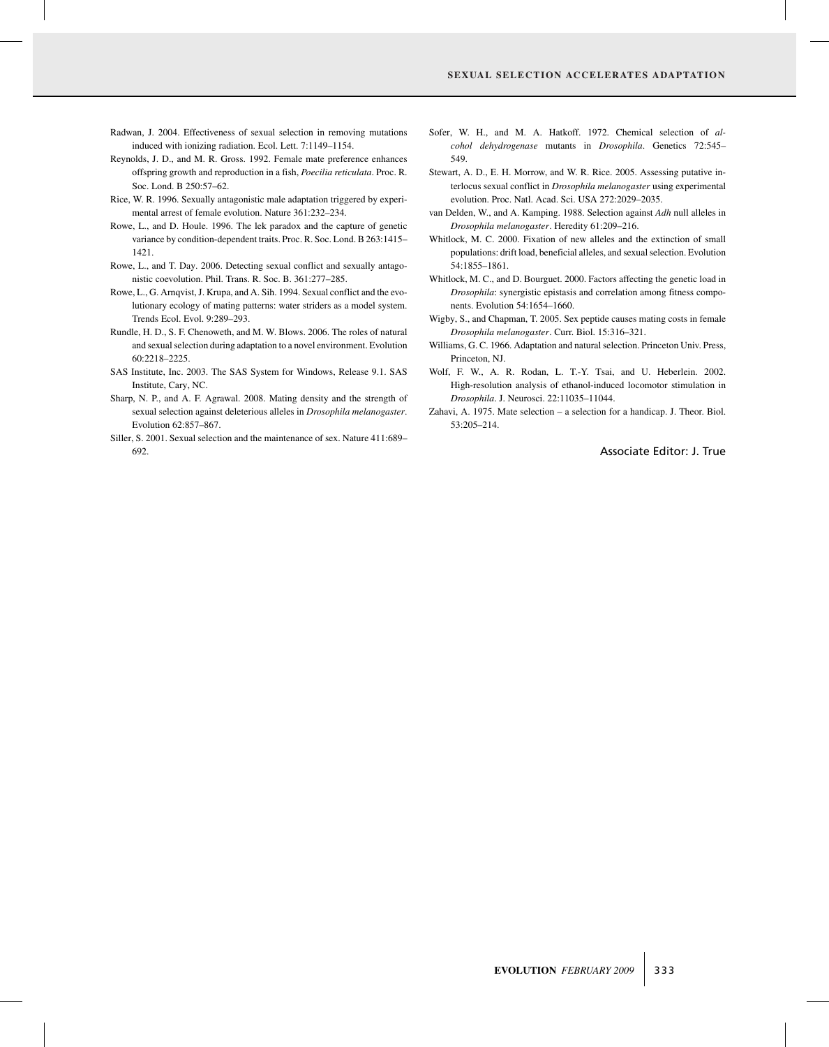Radwan, J. 2004. Effectiveness of sexual selection in removing mutations induced with ionizing radiation. Ecol. Lett. 7:1149–1154.

Reynolds, J. D., and M. R. Gross. 1992. Female mate preference enhances offspring growth and reproduction in a fish, *Poecilia reticulata*. Proc. R. Soc. Lond. B 250:57–62.

Rice, W. R. 1996. Sexually antagonistic male adaptation triggered by experimental arrest of female evolution. Nature 361:232–234.

Rowe, L., and D. Houle. 1996. The lek paradox and the capture of genetic variance by condition-dependent traits. Proc. R. Soc. Lond. B 263:1415–1421.

Rowe, L., and T. Day. 2006. Detecting sexual conflict and sexually antagonistic coevolution. Phil. Trans. R. Soc. B. 361:277–285.

Rowe, L., G. Arnqvist, J. Krupa, and A. Sih. 1994. Sexual conflict and the evolutionary ecology of mating patterns: water striders as a model system. Trends Ecol. Evol. 9:289–293.

Rundle, H. D., S. F. Chenoweth, and M. W. Blows. 2006. The roles of natural and sexual selection during adaptation to a novel environment. Evolution 60:2218–2225.

SAS Institute, Inc. 2003. The SAS System for Windows, Release 9.1. SAS Institute, Cary, NC.

Sharp, N. P., and A. F. Agrawal. 2008. Mating density and the strength of sexual selection against deleterious alleles in *Drosophila melanogaster*. Evolution 62:857–867.

Siller, S. 2001. Sexual selection and the maintenance of sex. Nature 411:689–692.

Sofer, W. H., and M. A. Hatkoff. 1972. Chemical selection of *alcohol dehydrogenase* mutants in *Drosophila*. Genetics 72:545–549.

Stewart, A. D., E. H. Morrow, and W. R. Rice. 2005. Assessing putative interlocus sexual conflict in *Drosophila melanogaster* using experimental evolution. Proc. Natl. Acad. Sci. USA 272:2029–2035.

van Delden, W., and A. Kamping. 1988. Selection against *Adh* null alleles in *Drosophila melanogaster*. Heredity 61:209–216.

Whitlock, M. C. 2000. Fixation of new alleles and the extinction of small populations: drift load, beneficial alleles, and sexual selection. Evolution 54:1855–1861.

Whitlock, M. C., and D. Bourguet. 2000. Factors affecting the genetic load in *Drosophila*: synergistic epistasis and correlation among fitness components. Evolution 54:1654–1660.

Wigby, S., and Chapman, T. 2005. Sex peptide causes mating costs in female *Drosophila melanogaster*. Curr. Biol. 15:316–321.

Williams, G. C. 1966. Adaptation and natural selection. Princeton Univ. Press, Princeton, NJ.

Wolf, F. W., A. R. Rodan, L. T.-Y. Tsai, and U. Heberlein. 2002. High-resolution analysis of ethanol-induced locomotor stimulation in *Drosophila*. J. Neurosci. 22:11035–11044.

Zahavi, A. 1975. Mate selection – a selection for a handicap. J. Theor. Biol. 53:205–214.

Associate Editor: J. True